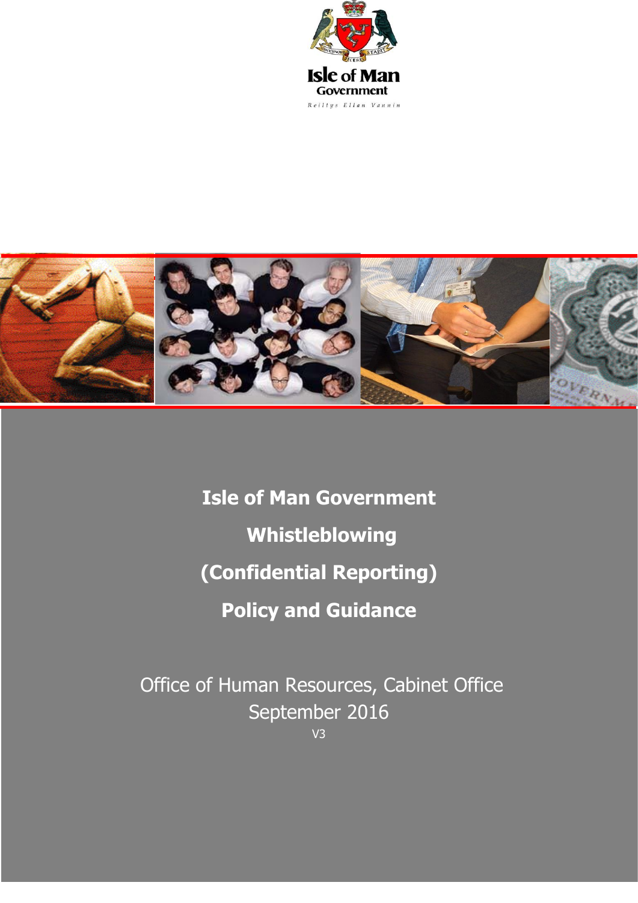Isle of Man Government

Reiltys Ellan Vannin

# Isle of Man Government Whistleblowing (Confidential Reporting) Policy and Guidance

Office of Human Resources, Cabinet Office

September 2016

V3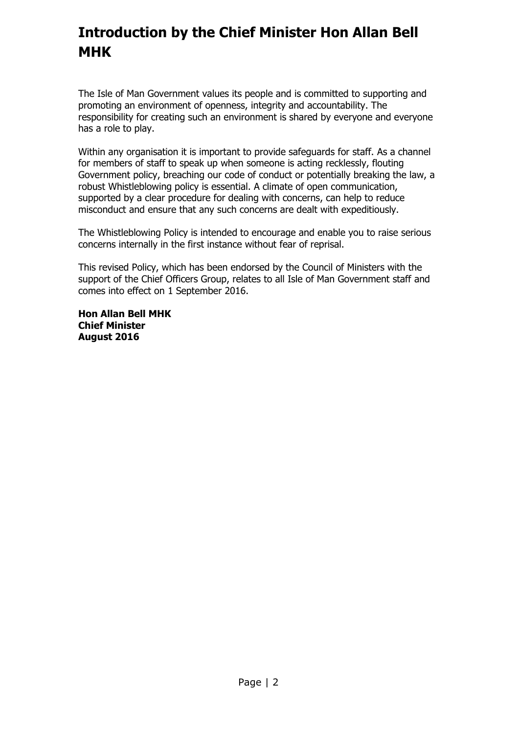# Introduction by the Chief Minister Hon Allan Bell MHK

The Isle of Man Government values its people and is committed to supporting and promoting an environment of openness, integrity and accountability. The responsibility for creating such an environment is shared by everyone and everyone has a role to play.

Within any organisation it is important to provide safeguards for staff. As a channel for members of staff to speak up when someone is acting recklessly, flouting Government policy, breaching our code of conduct or potentially breaking the law, a robust Whistleblowing policy is essential. A climate of open communication, supported by a clear procedure for dealing with concerns, can help to reduce misconduct and ensure that any such concerns are dealt with expeditiously.

The Whistleblowing Policy is intended to encourage and enable you to raise serious concerns internally in the first instance without fear of reprisal.

This revised Policy, which has been endorsed by the Council of Ministers with the support of the Chief Officers Group, relates to all Isle of Man Government staff and comes into effect on 1 September 2016.

**Hon Allan Bell MHK**
**Chief Minister**
**August 2016**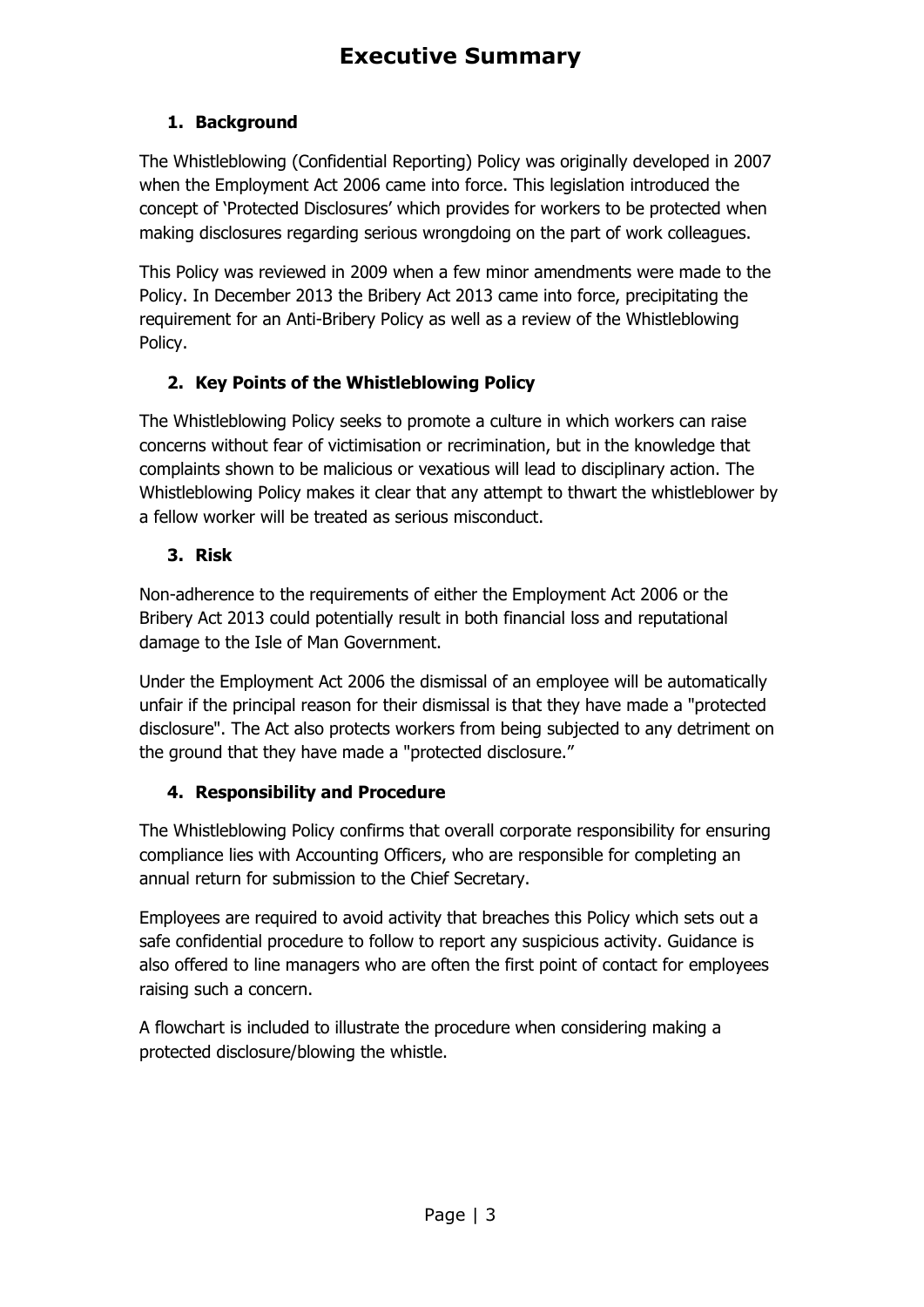# Executive Summary

## 1. Background

The Whistleblowing (Confidential Reporting) Policy was originally developed in 2007 when the Employment Act 2006 came into force. This legislation introduced the concept of 'Protected Disclosures' which provides for workers to be protected when making disclosures regarding serious wrongdoing on the part of work colleagues.

This Policy was reviewed in 2009 when a few minor amendments were made to the Policy. In December 2013 the Bribery Act 2013 came into force, precipitating the requirement for an Anti-Bribery Policy as well as a review of the Whistleblowing Policy.

## 2. Key Points of the Whistleblowing Policy

The Whistleblowing Policy seeks to promote a culture in which workers can raise concerns without fear of victimisation or recrimination, but in the knowledge that complaints shown to be malicious or vexatious will lead to disciplinary action. The Whistleblowing Policy makes it clear that any attempt to thwart the whistleblower by a fellow worker will be treated as serious misconduct.

## 3. Risk

Non-adherence to the requirements of either the Employment Act 2006 or the Bribery Act 2013 could potentially result in both financial loss and reputational damage to the Isle of Man Government.

Under the Employment Act 2006 the dismissal of an employee will be automatically unfair if the principal reason for their dismissal is that they have made a "protected disclosure". The Act also protects workers from being subjected to any detriment on the ground that they have made a "protected disclosure."

## 4. Responsibility and Procedure

The Whistleblowing Policy confirms that overall corporate responsibility for ensuring compliance lies with Accounting Officers, who are responsible for completing an annual return for submission to the Chief Secretary.

Employees are required to avoid activity that breaches this Policy which sets out a safe confidential procedure to follow to report any suspicious activity. Guidance is also offered to line managers who are often the first point of contact for employees raising such a concern.

A flowchart is included to illustrate the procedure when considering making a protected disclosure/blowing the whistle.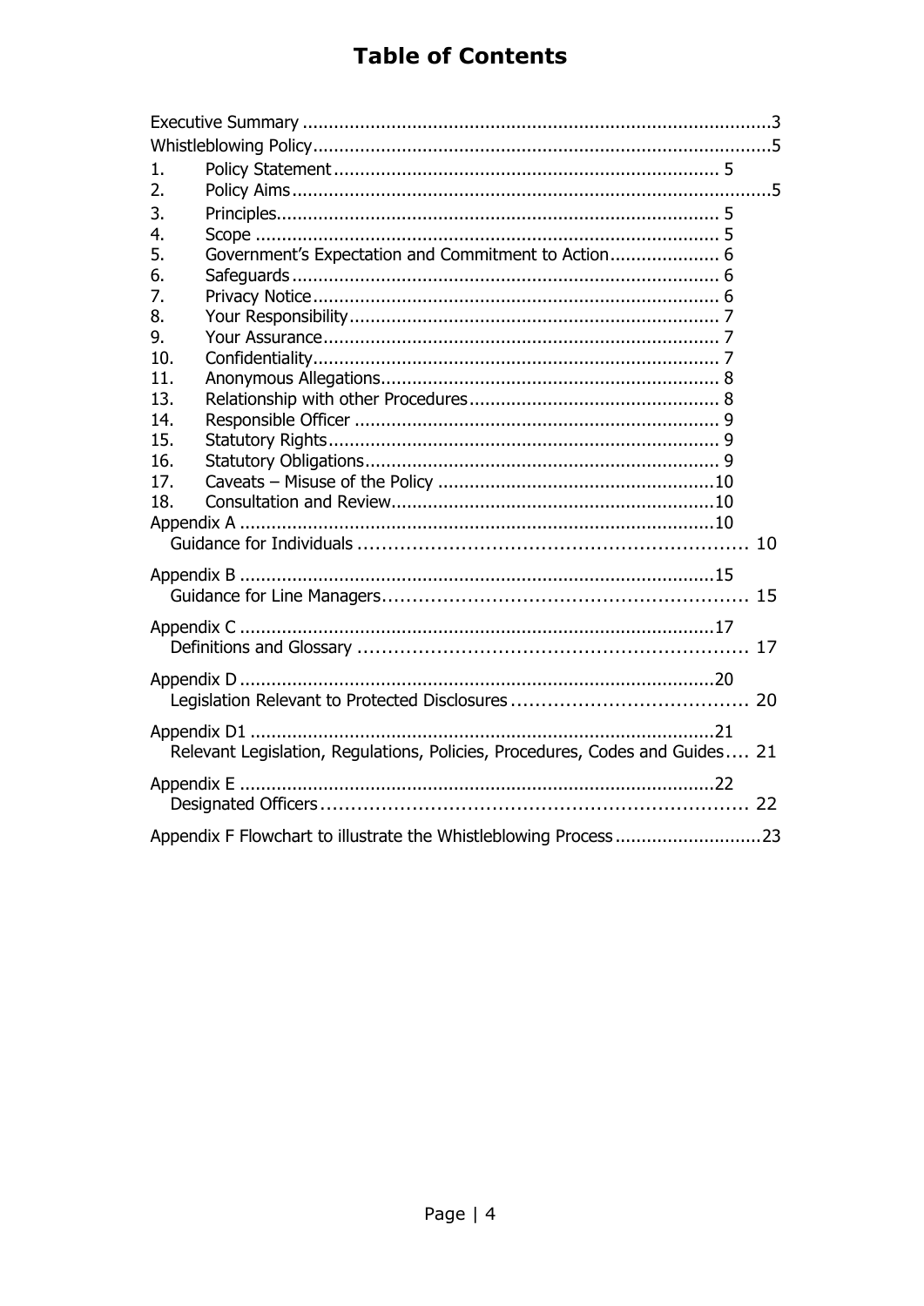# Table of Contents

Executive Summary ........................................................................................3
Whistleblowing Policy.......................................................................................5

1. Policy Statement ........................................................................ 5
2. Policy Aims ...........................................................................................5
3. Principles.................................................................................. 5
4. Scope ....................................................................................... 5
5. Government's Expectation and Commitment to Action..................... 6
6. Safeguards ................................................................................ 6
7. Privacy Notice............................................................................ 6
8. Your Responsibility...................................................................... 7
9. Your Assurance........................................................................... 7
10. Confidentiality............................................................................ 7
11. Anonymous Allegations................................................................ 8
13. Relationship with other Procedures............................................... 8
14. Responsible Officer ..................................................................... 9
15. Statutory Rights.......................................................................... 9
16. Statutory Obligations................................................................... 9
17. Caveats – Misuse of the Policy .....................................................10
18. Consultation and Review.............................................................10

Appendix A ........................................................................................10
Guidance for Individuals ................................................................ 10

Appendix B ........................................................................................15
Guidance for Line Managers............................................................ 15

Appendix C ........................................................................................17
Definitions and Glossary ................................................................ 17

Appendix D ........................................................................................20
Legislation Relevant to Protected Disclosures ...................................... 20

Appendix D1 ......................................................................................21
Relevant Legislation, Regulations, Policies, Procedures, Codes and Guides.... 21

Appendix E .........................................................................................22
Designated Officers...................................................................... 22

Appendix F Flowchart to illustrate the Whistleblowing Process ............................23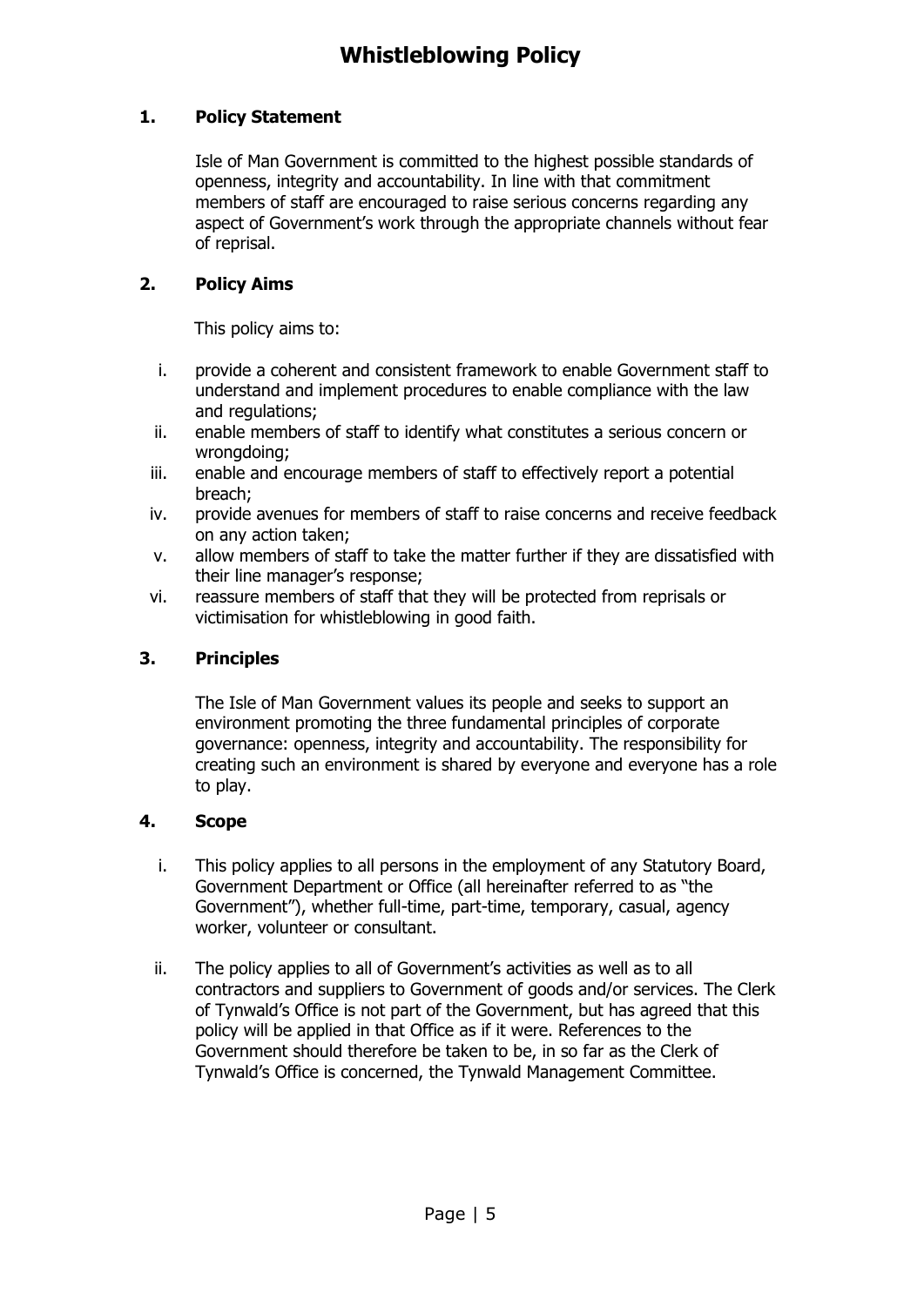# Whistleblowing Policy

## 1. Policy Statement

Isle of Man Government is committed to the highest possible standards of openness, integrity and accountability. In line with that commitment members of staff are encouraged to raise serious concerns regarding any aspect of Government's work through the appropriate channels without fear of reprisal.

## 2. Policy Aims

This policy aims to:

i. provide a coherent and consistent framework to enable Government staff to understand and implement procedures to enable compliance with the law and regulations;
ii. enable members of staff to identify what constitutes a serious concern or wrongdoing;
iii. enable and encourage members of staff to effectively report a potential breach;
iv. provide avenues for members of staff to raise concerns and receive feedback on any action taken;
v. allow members of staff to take the matter further if they are dissatisfied with their line manager's response;
vi. reassure members of staff that they will be protected from reprisals or victimisation for whistleblowing in good faith.

## 3. Principles

The Isle of Man Government values its people and seeks to support an environment promoting the three fundamental principles of corporate governance: openness, integrity and accountability. The responsibility for creating such an environment is shared by everyone and everyone has a role to play.

## 4. Scope

i. This policy applies to all persons in the employment of any Statutory Board, Government Department or Office (all hereinafter referred to as "the Government"), whether full-time, part-time, temporary, casual, agency worker, volunteer or consultant.

ii. The policy applies to all of Government's activities as well as to all contractors and suppliers to Government of goods and/or services. The Clerk of Tynwald's Office is not part of the Government, but has agreed that this policy will be applied in that Office as if it were. References to the Government should therefore be taken to be, in so far as the Clerk of Tynwald's Office is concerned, the Tynwald Management Committee.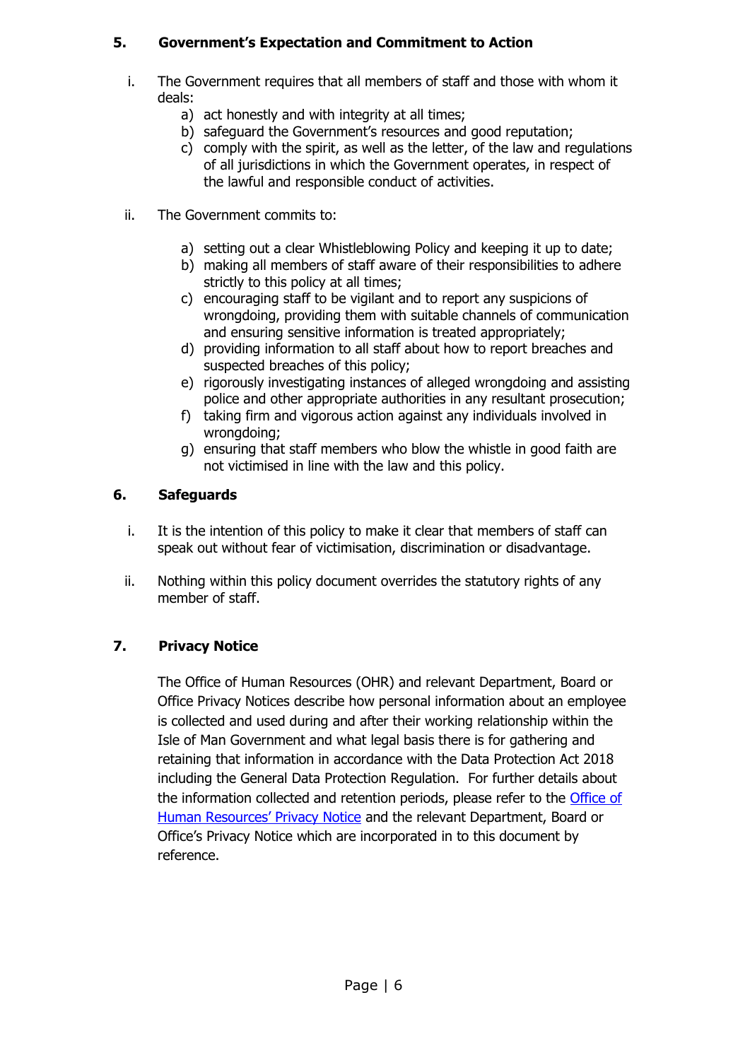## 5. Government's Expectation and Commitment to Action

i. The Government requires that all members of staff and those with whom it deals:
   a) act honestly and with integrity at all times;
   b) safeguard the Government's resources and good reputation;
   c) comply with the spirit, as well as the letter, of the law and regulations of all jurisdictions in which the Government operates, in respect of the lawful and responsible conduct of activities.

ii. The Government commits to:

   a) setting out a clear Whistleblowing Policy and keeping it up to date;
   b) making all members of staff aware of their responsibilities to adhere strictly to this policy at all times;
   c) encouraging staff to be vigilant and to report any suspicions of wrongdoing, providing them with suitable channels of communication and ensuring sensitive information is treated appropriately;
   d) providing information to all staff about how to report breaches and suspected breaches of this policy;
   e) rigorously investigating instances of alleged wrongdoing and assisting police and other appropriate authorities in any resultant prosecution;
   f) taking firm and vigorous action against any individuals involved in wrongdoing;
   g) ensuring that staff members who blow the whistle in good faith are not victimised in line with the law and this policy.

## 6. Safeguards

i. It is the intention of this policy to make it clear that members of staff can speak out without fear of victimisation, discrimination or disadvantage.

ii. Nothing within this policy document overrides the statutory rights of any member of staff.

## 7. Privacy Notice

The Office of Human Resources (OHR) and relevant Department, Board or Office Privacy Notices describe how personal information about an employee is collected and used during and after their working relationship within the Isle of Man Government and what legal basis there is for gathering and retaining that information in accordance with the Data Protection Act 2018 including the General Data Protection Regulation. For further details about the information collected and retention periods, please refer to the Office of Human Resources' Privacy Notice and the relevant Department, Board or Office's Privacy Notice which are incorporated in to this document by reference.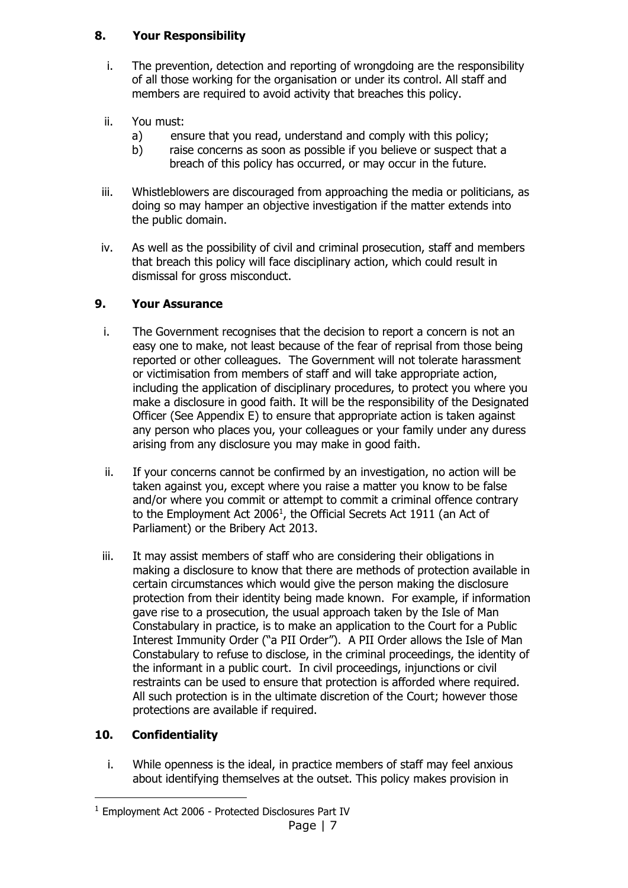## 8. Your Responsibility

i. The prevention, detection and reporting of wrongdoing are the responsibility of all those working for the organisation or under its control. All staff and members are required to avoid activity that breaches this policy.

ii. You must:
   a) ensure that you read, understand and comply with this policy;
   b) raise concerns as soon as possible if you believe or suspect that a breach of this policy has occurred, or may occur in the future.

iii. Whistleblowers are discouraged from approaching the media or politicians, as doing so may hamper an objective investigation if the matter extends into the public domain.

iv. As well as the possibility of civil and criminal prosecution, staff and members that breach this policy will face disciplinary action, which could result in dismissal for gross misconduct.

## 9. Your Assurance

i. The Government recognises that the decision to report a concern is not an easy one to make, not least because of the fear of reprisal from those being reported or other colleagues. The Government will not tolerate harassment or victimisation from members of staff and will take appropriate action, including the application of disciplinary procedures, to protect you where you make a disclosure in good faith. It will be the responsibility of the Designated Officer (See Appendix E) to ensure that appropriate action is taken against any person who places you, your colleagues or your family under any duress arising from any disclosure you may make in good faith.

ii. If your concerns cannot be confirmed by an investigation, no action will be taken against you, except where you raise a matter you know to be false and/or where you commit or attempt to commit a criminal offence contrary to the Employment Act 2006[1], the Official Secrets Act 1911 (an Act of Parliament) or the Bribery Act 2013.

iii. It may assist members of staff who are considering their obligations in making a disclosure to know that there are methods of protection available in certain circumstances which would give the person making the disclosure protection from their identity being made known. For example, if information gave rise to a prosecution, the usual approach taken by the Isle of Man Constabulary in practice, is to make an application to the Court for a Public Interest Immunity Order ("a PII Order"). A PII Order allows the Isle of Man Constabulary to refuse to disclose, in the criminal proceedings, the identity of the informant in a public court. In civil proceedings, injunctions or civil restraints can be used to ensure that protection is afforded where required. All such protection is in the ultimate discretion of the Court; however those protections are available if required.

## 10. Confidentiality

i. While openness is the ideal, in practice members of staff may feel anxious about identifying themselves at the outset. This policy makes provision in

---

[1] Employment Act 2006 - Protected Disclosures Part IV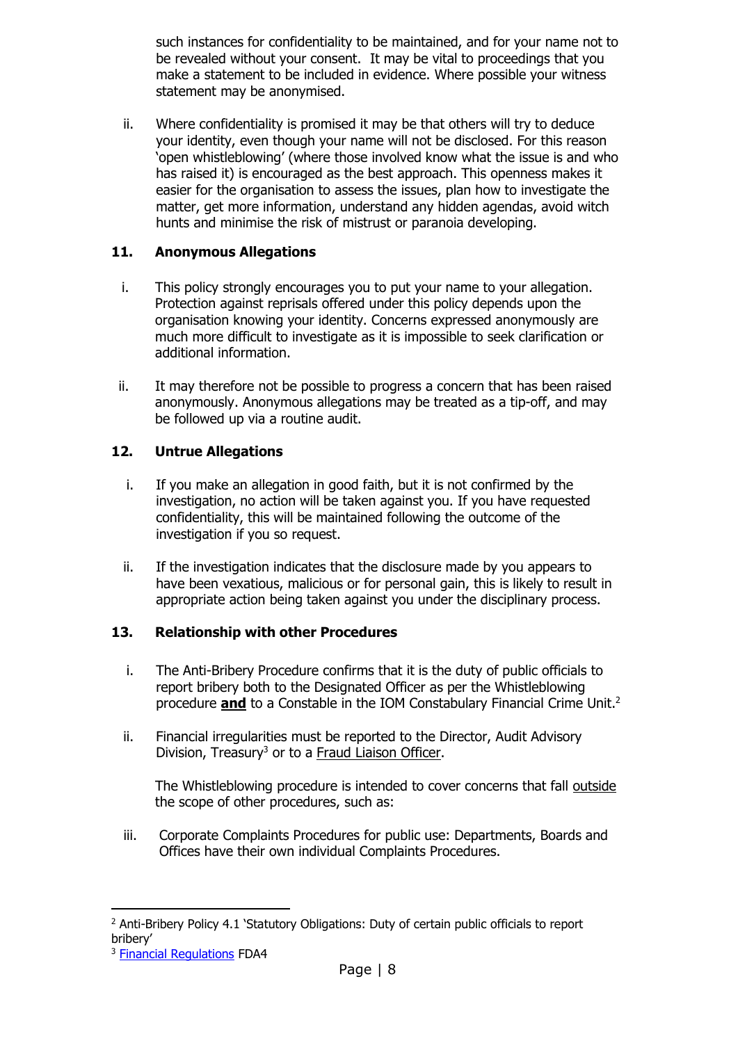such instances for confidentiality to be maintained, and for your name not to be revealed without your consent. It may be vital to proceedings that you make a statement to be included in evidence. Where possible your witness statement may be anonymised.

ii. Where confidentiality is promised it may be that others will try to deduce your identity, even though your name will not be disclosed. For this reason 'open whistleblowing' (where those involved know what the issue is and who has raised it) is encouraged as the best approach. This openness makes it easier for the organisation to assess the issues, plan how to investigate the matter, get more information, understand any hidden agendas, avoid witch hunts and minimise the risk of mistrust or paranoia developing.

## 11. Anonymous Allegations

i. This policy strongly encourages you to put your name to your allegation. Protection against reprisals offered under this policy depends upon the organisation knowing your identity. Concerns expressed anonymously are much more difficult to investigate as it is impossible to seek clarification or additional information.

ii. It may therefore not be possible to progress a concern that has been raised anonymously. Anonymous allegations may be treated as a tip-off, and may be followed up via a routine audit.

## 12. Untrue Allegations

i. If you make an allegation in good faith, but it is not confirmed by the investigation, no action will be taken against you. If you have requested confidentiality, this will be maintained following the outcome of the investigation if you so request.

ii. If the investigation indicates that the disclosure made by you appears to have been vexatious, malicious or for personal gain, this is likely to result in appropriate action being taken against you under the disciplinary process.

## 13. Relationship with other Procedures

i. The Anti-Bribery Procedure confirms that it is the duty of public officials to report bribery both to the Designated Officer as per the Whistleblowing procedure **and** to a Constable in the IOM Constabulary Financial Crime Unit.[2]

ii. Financial irregularities must be reported to the Director, Audit Advisory Division, Treasury[3] or to a Fraud Liaison Officer.

The Whistleblowing procedure is intended to cover concerns that fall outside the scope of other procedures, such as:

iii. Corporate Complaints Procedures for public use: Departments, Boards and Offices have their own individual Complaints Procedures.

---

[2] Anti-Bribery Policy 4.1 'Statutory Obligations: Duty of certain public officials to report bribery'

[3] Financial Regulations FDA4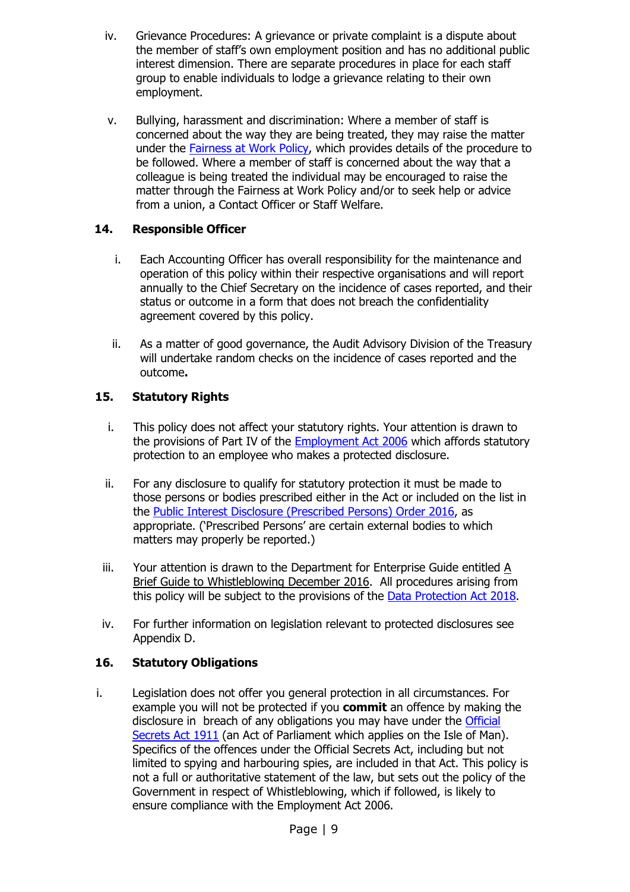iv. Grievance Procedures: A grievance or private complaint is a dispute about the member of staff's own employment position and has no additional public interest dimension. There are separate procedures in place for each staff group to enable individuals to lodge a grievance relating to their own employment.

v. Bullying, harassment and discrimination: Where a member of staff is concerned about the way they are being treated, they may raise the matter under the Fairness at Work Policy, which provides details of the procedure to be followed. Where a member of staff is concerned about the way that a colleague is being treated the individual may be encouraged to raise the matter through the Fairness at Work Policy and/or to seek help or advice from a union, a Contact Officer or Staff Welfare.

## 14. Responsible Officer

i. Each Accounting Officer has overall responsibility for the maintenance and operation of this policy within their respective organisations and will report annually to the Chief Secretary on the incidence of cases reported, and their status or outcome in a form that does not breach the confidentiality agreement covered by this policy.

ii. As a matter of good governance, the Audit Advisory Division of the Treasury will undertake random checks on the incidence of cases reported and the outcome**.**

## 15. Statutory Rights

i. This policy does not affect your statutory rights. Your attention is drawn to the provisions of Part IV of the Employment Act 2006 which affords statutory protection to an employee who makes a protected disclosure.

ii. For any disclosure to qualify for statutory protection it must be made to those persons or bodies prescribed either in the Act or included on the list in the Public Interest Disclosure (Prescribed Persons) Order 2016, as appropriate. ('Prescribed Persons' are certain external bodies to which matters may properly be reported.)

iii. Your attention is drawn to the Department for Enterprise Guide entitled A Brief Guide to Whistleblowing December 2016. All procedures arising from this policy will be subject to the provisions of the Data Protection Act 2018.

iv. For further information on legislation relevant to protected disclosures see Appendix D.

## 16. Statutory Obligations

i. Legislation does not offer you general protection in all circumstances. For example you will not be protected if you **commit** an offence by making the disclosure in breach of any obligations you may have under the Official Secrets Act 1911 (an Act of Parliament which applies on the Isle of Man). Specifics of the offences under the Official Secrets Act, including but not limited to spying and harbouring spies, are included in that Act. This policy is not a full or authoritative statement of the law, but sets out the policy of the Government in respect of Whistleblowing, which if followed, is likely to ensure compliance with the Employment Act 2006.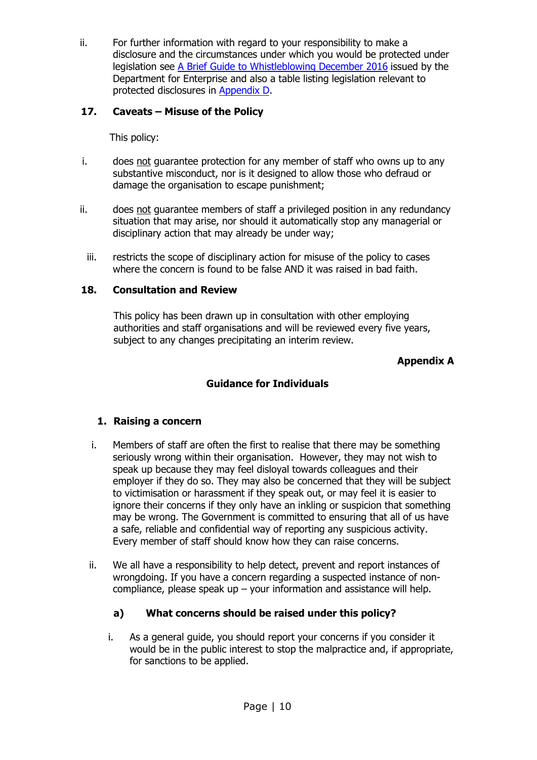ii. For further information with regard to your responsibility to make a disclosure and the circumstances under which you would be protected under legislation see [A Brief Guide to Whistleblowing December 2016] issued by the Department for Enterprise and also a table listing legislation relevant to protected disclosures in [Appendix D].

## 17. Caveats – Misuse of the Policy

This policy:

i. does not guarantee protection for any member of staff who owns up to any substantive misconduct, nor is it designed to allow those who defraud or damage the organisation to escape punishment;

ii. does not guarantee members of staff a privileged position in any redundancy situation that may arise, nor should it automatically stop any managerial or disciplinary action that may already be under way;

iii. restricts the scope of disciplinary action for misuse of the policy to cases where the concern is found to be false AND it was raised in bad faith.

## 18. Consultation and Review

This policy has been drawn up in consultation with other employing authorities and staff organisations and will be reviewed every five years, subject to any changes precipitating an interim review.

**Appendix A**

# Guidance for Individuals

## 1. Raising a concern

i. Members of staff are often the first to realise that there may be something seriously wrong within their organisation. However, they may not wish to speak up because they may feel disloyal towards colleagues and their employer if they do so. They may also be concerned that they will be subject to victimisation or harassment if they speak out, or may feel it is easier to ignore their concerns if they only have an inkling or suspicion that something may be wrong. The Government is committed to ensuring that all of us have a safe, reliable and confidential way of reporting any suspicious activity. Every member of staff should know how they can raise concerns.

ii. We all have a responsibility to help detect, prevent and report instances of wrongdoing. If you have a concern regarding a suspected instance of non-compliance, please speak up – your information and assistance will help.

### a) What concerns should be raised under this policy?

i. As a general guide, you should report your concerns if you consider it would be in the public interest to stop the malpractice and, if appropriate, for sanctions to be applied.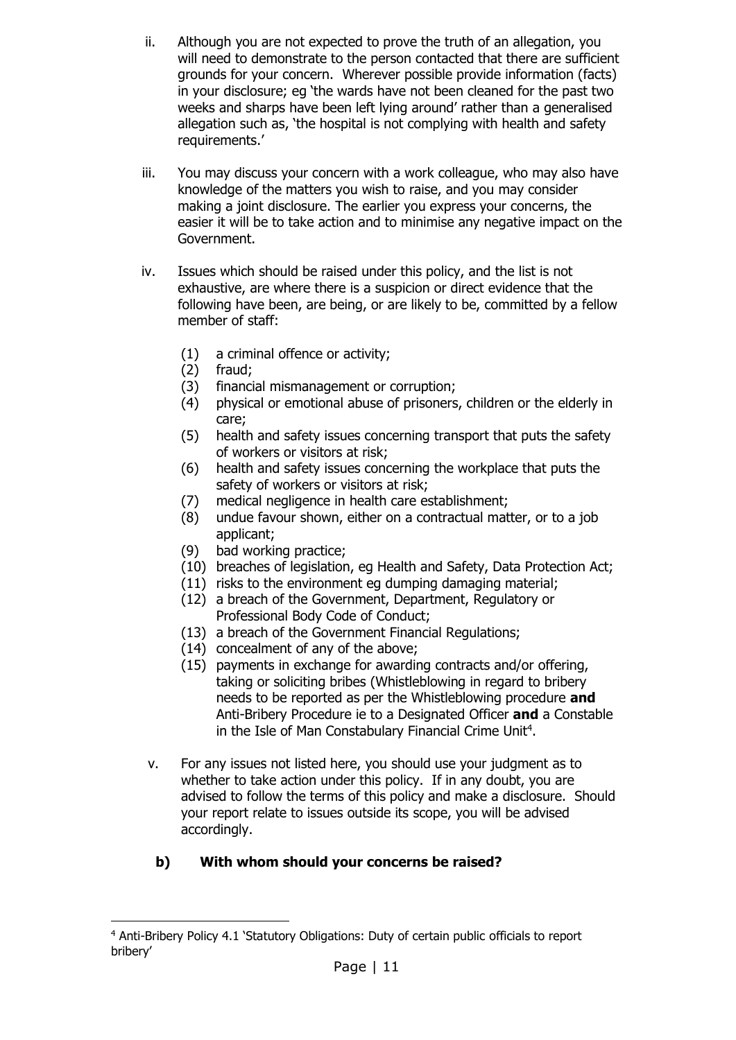ii. Although you are not expected to prove the truth of an allegation, you will need to demonstrate to the person contacted that there are sufficient grounds for your concern. Wherever possible provide information (facts) in your disclosure; eg 'the wards have not been cleaned for the past two weeks and sharps have been left lying around' rather than a generalised allegation such as, 'the hospital is not complying with health and safety requirements.'

iii. You may discuss your concern with a work colleague, who may also have knowledge of the matters you wish to raise, and you may consider making a joint disclosure. The earlier you express your concerns, the easier it will be to take action and to minimise any negative impact on the Government.

iv. Issues which should be raised under this policy, and the list is not exhaustive, are where there is a suspicion or direct evidence that the following have been, are being, or are likely to be, committed by a fellow member of staff:

(1) a criminal offence or activity;
(2) fraud;
(3) financial mismanagement or corruption;
(4) physical or emotional abuse of prisoners, children or the elderly in care;
(5) health and safety issues concerning transport that puts the safety of workers or visitors at risk;
(6) health and safety issues concerning the workplace that puts the safety of workers or visitors at risk;
(7) medical negligence in health care establishment;
(8) undue favour shown, either on a contractual matter, or to a job applicant;
(9) bad working practice;
(10) breaches of legislation, eg Health and Safety, Data Protection Act;
(11) risks to the environment eg dumping damaging material;
(12) a breach of the Government, Department, Regulatory or Professional Body Code of Conduct;
(13) a breach of the Government Financial Regulations;
(14) concealment of any of the above;
(15) payments in exchange for awarding contracts and/or offering, taking or soliciting bribes (Whistleblowing in regard to bribery needs to be reported as per the Whistleblowing procedure **and** Anti-Bribery Procedure ie to a Designated Officer **and** a Constable in the Isle of Man Constabulary Financial Crime Unit[4].

v. For any issues not listed here, you should use your judgment as to whether to take action under this policy. If in any doubt, you are advised to follow the terms of this policy and make a disclosure. Should your report relate to issues outside its scope, you will be advised accordingly.

**b) With whom should your concerns be raised?**

[4] Anti-Bribery Policy 4.1 'Statutory Obligations: Duty of certain public officials to report bribery'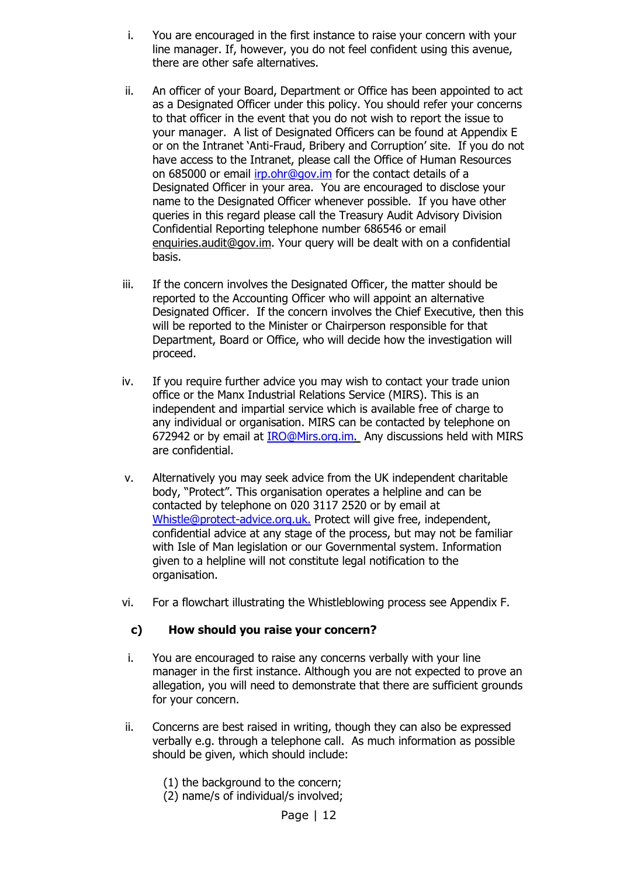i. You are encouraged in the first instance to raise your concern with your line manager. If, however, you do not feel confident using this avenue, there are other safe alternatives.

ii. An officer of your Board, Department or Office has been appointed to act as a Designated Officer under this policy. You should refer your concerns to that officer in the event that you do not wish to report the issue to your manager. A list of Designated Officers can be found at Appendix E or on the Intranet 'Anti-Fraud, Bribery and Corruption' site. If you do not have access to the Intranet, please call the Office of Human Resources on 685000 or email irp.ohr@gov.im for the contact details of a Designated Officer in your area. You are encouraged to disclose your name to the Designated Officer whenever possible. If you have other queries in this regard please call the Treasury Audit Advisory Division Confidential Reporting telephone number 686546 or email enquiries.audit@gov.im. Your query will be dealt with on a confidential basis.

iii. If the concern involves the Designated Officer, the matter should be reported to the Accounting Officer who will appoint an alternative Designated Officer. If the concern involves the Chief Executive, then this will be reported to the Minister or Chairperson responsible for that Department, Board or Office, who will decide how the investigation will proceed.

iv. If you require further advice you may wish to contact your trade union office or the Manx Industrial Relations Service (MIRS). This is an independent and impartial service which is available free of charge to any individual or organisation. MIRS can be contacted by telephone on 672942 or by email at IRO@Mirs.org.im. Any discussions held with MIRS are confidential.

v. Alternatively you may seek advice from the UK independent charitable body, "Protect". This organisation operates a helpline and can be contacted by telephone on 020 3117 2520 or by email at Whistle@protect-advice.org.uk. Protect will give free, independent, confidential advice at any stage of the process, but may not be familiar with Isle of Man legislation or our Governmental system. Information given to a helpline will not constitute legal notification to the organisation.

vi. For a flowchart illustrating the Whistleblowing process see Appendix F.

### c) How should you raise your concern?

i. You are encouraged to raise any concerns verbally with your line manager in the first instance. Although you are not expected to prove an allegation, you will need to demonstrate that there are sufficient grounds for your concern.

ii. Concerns are best raised in writing, though they can also be expressed verbally e.g. through a telephone call. As much information as possible should be given, which should include:

(1) the background to the concern;
(2) name/s of individual/s involved;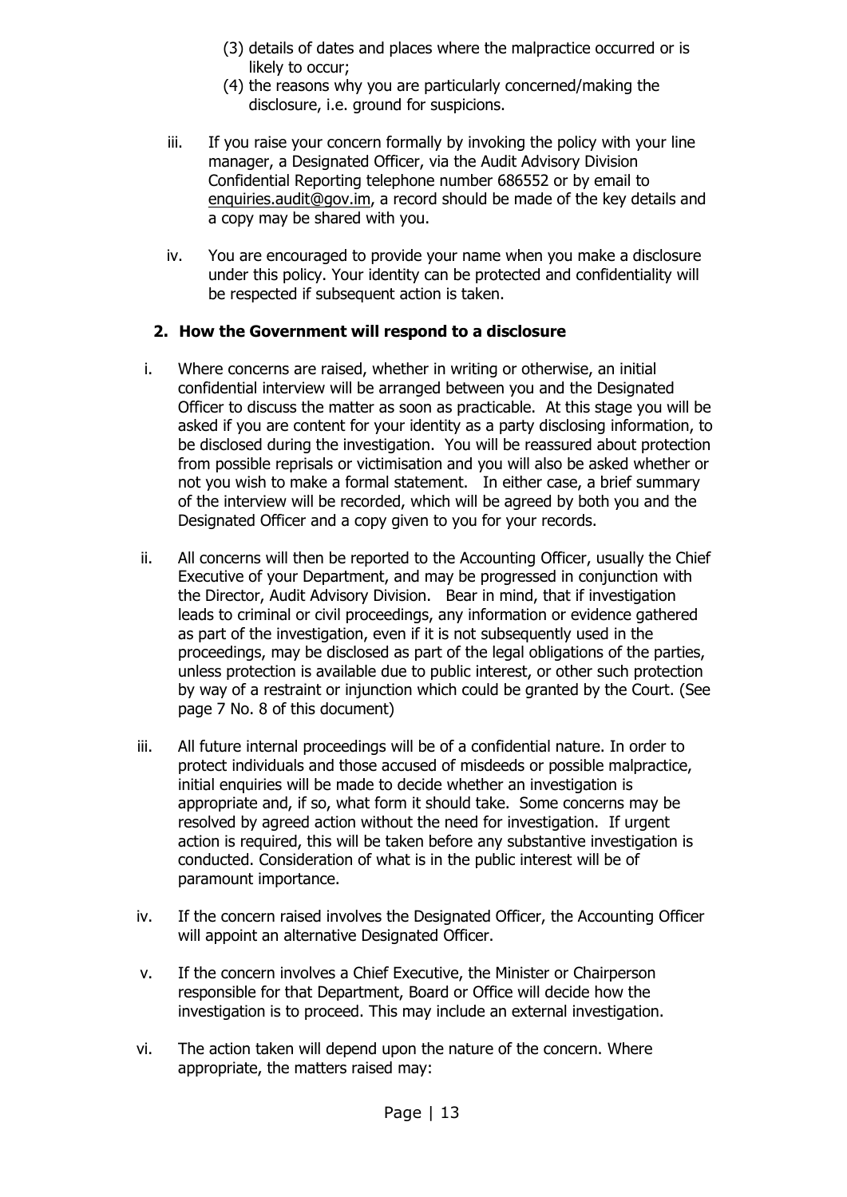(3) details of dates and places where the malpractice occurred or is likely to occur;
(4) the reasons why you are particularly concerned/making the disclosure, i.e. ground for suspicions.

iii. If you raise your concern formally by invoking the policy with your line manager, a Designated Officer, via the Audit Advisory Division Confidential Reporting telephone number 686552 or by email to enquiries.audit@gov.im, a record should be made of the key details and a copy may be shared with you.

iv. You are encouraged to provide your name when you make a disclosure under this policy. Your identity can be protected and confidentiality will be respected if subsequent action is taken.

## 2. How the Government will respond to a disclosure

i. Where concerns are raised, whether in writing or otherwise, an initial confidential interview will be arranged between you and the Designated Officer to discuss the matter as soon as practicable. At this stage you will be asked if you are content for your identity as a party disclosing information, to be disclosed during the investigation. You will be reassured about protection from possible reprisals or victimisation and you will also be asked whether or not you wish to make a formal statement. In either case, a brief summary of the interview will be recorded, which will be agreed by both you and the Designated Officer and a copy given to you for your records.

ii. All concerns will then be reported to the Accounting Officer, usually the Chief Executive of your Department, and may be progressed in conjunction with the Director, Audit Advisory Division. Bear in mind, that if investigation leads to criminal or civil proceedings, any information or evidence gathered as part of the investigation, even if it is not subsequently used in the proceedings, may be disclosed as part of the legal obligations of the parties, unless protection is available due to public interest, or other such protection by way of a restraint or injunction which could be granted by the Court. (See page 7 No. 8 of this document)

iii. All future internal proceedings will be of a confidential nature. In order to protect individuals and those accused of misdeeds or possible malpractice, initial enquiries will be made to decide whether an investigation is appropriate and, if so, what form it should take. Some concerns may be resolved by agreed action without the need for investigation. If urgent action is required, this will be taken before any substantive investigation is conducted. Consideration of what is in the public interest will be of paramount importance.

iv. If the concern raised involves the Designated Officer, the Accounting Officer will appoint an alternative Designated Officer.

v. If the concern involves a Chief Executive, the Minister or Chairperson responsible for that Department, Board or Office will decide how the investigation is to proceed. This may include an external investigation.

vi. The action taken will depend upon the nature of the concern. Where appropriate, the matters raised may: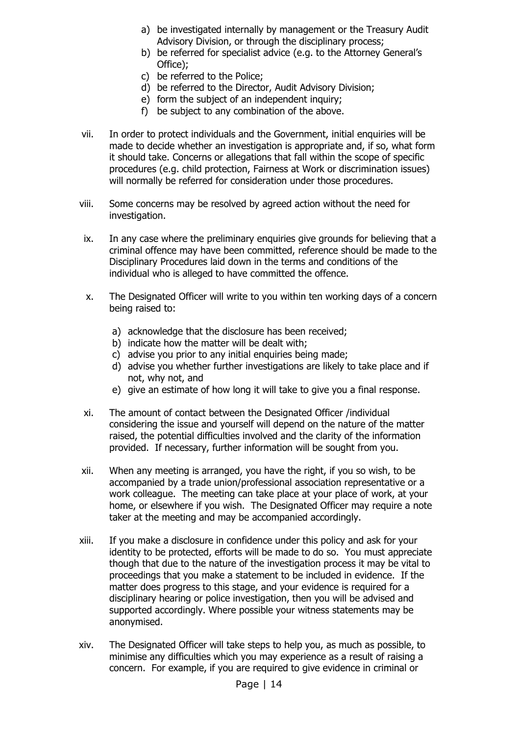a) be investigated internally by management or the Treasury Audit Advisory Division, or through the disciplinary process;
b) be referred for specialist advice (e.g. to the Attorney General's Office);
c) be referred to the Police;
d) be referred to the Director, Audit Advisory Division;
e) form the subject of an independent inquiry;
f) be subject to any combination of the above.

vii. In order to protect individuals and the Government, initial enquiries will be made to decide whether an investigation is appropriate and, if so, what form it should take. Concerns or allegations that fall within the scope of specific procedures (e.g. child protection, Fairness at Work or discrimination issues) will normally be referred for consideration under those procedures.

viii. Some concerns may be resolved by agreed action without the need for investigation.

ix. In any case where the preliminary enquiries give grounds for believing that a criminal offence may have been committed, reference should be made to the Disciplinary Procedures laid down in the terms and conditions of the individual who is alleged to have committed the offence.

x. The Designated Officer will write to you within ten working days of a concern being raised to:

a) acknowledge that the disclosure has been received;
b) indicate how the matter will be dealt with;
c) advise you prior to any initial enquiries being made;
d) advise you whether further investigations are likely to take place and if not, why not, and
e) give an estimate of how long it will take to give you a final response.

xi. The amount of contact between the Designated Officer /individual considering the issue and yourself will depend on the nature of the matter raised, the potential difficulties involved and the clarity of the information provided. If necessary, further information will be sought from you.

xii. When any meeting is arranged, you have the right, if you so wish, to be accompanied by a trade union/professional association representative or a work colleague. The meeting can take place at your place of work, at your home, or elsewhere if you wish. The Designated Officer may require a note taker at the meeting and may be accompanied accordingly.

xiii. If you make a disclosure in confidence under this policy and ask for your identity to be protected, efforts will be made to do so. You must appreciate though that due to the nature of the investigation process it may be vital to proceedings that you make a statement to be included in evidence. If the matter does progress to this stage, and your evidence is required for a disciplinary hearing or police investigation, then you will be advised and supported accordingly. Where possible your witness statements may be anonymised.

xiv. The Designated Officer will take steps to help you, as much as possible, to minimise any difficulties which you may experience as a result of raising a concern. For example, if you are required to give evidence in criminal or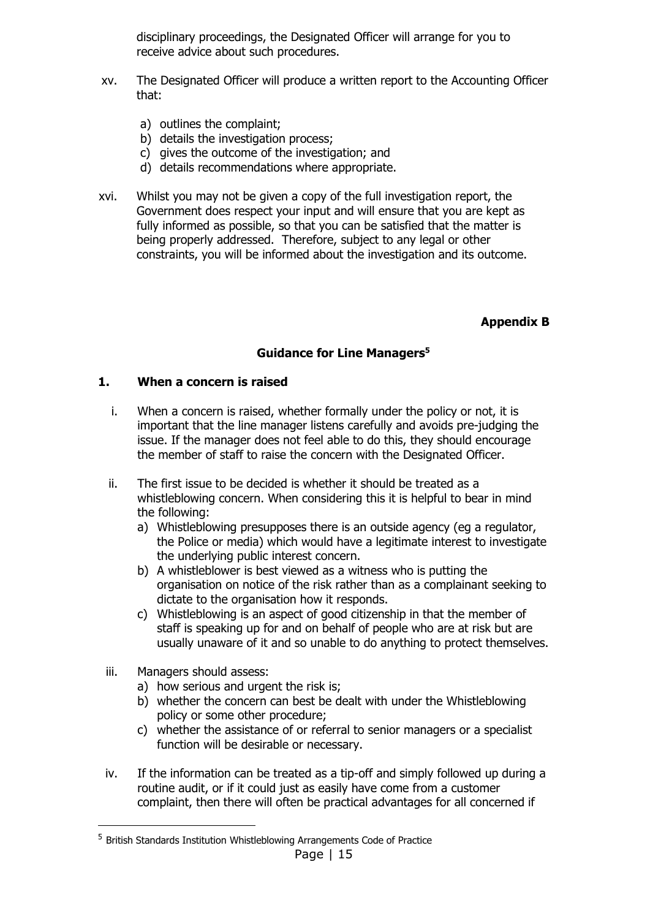disciplinary proceedings, the Designated Officer will arrange for you to receive advice about such procedures.

xv. The Designated Officer will produce a written report to the Accounting Officer that:

a) outlines the complaint;
b) details the investigation process;
c) gives the outcome of the investigation; and
d) details recommendations where appropriate.

xvi. Whilst you may not be given a copy of the full investigation report, the Government does respect your input and will ensure that you are kept as fully informed as possible, so that you can be satisfied that the matter is being properly addressed. Therefore, subject to any legal or other constraints, you will be informed about the investigation and its outcome.

**Appendix B**

## Guidance for Line Managers[5]

### 1. When a concern is raised

i. When a concern is raised, whether formally under the policy or not, it is important that the line manager listens carefully and avoids pre-judging the issue. If the manager does not feel able to do this, they should encourage the member of staff to raise the concern with the Designated Officer.

ii. The first issue to be decided is whether it should be treated as a whistleblowing concern. When considering this it is helpful to bear in mind the following:
   a) Whistleblowing presupposes there is an outside agency (eg a regulator, the Police or media) which would have a legitimate interest to investigate the underlying public interest concern.
   b) A whistleblower is best viewed as a witness who is putting the organisation on notice of the risk rather than as a complainant seeking to dictate to the organisation how it responds.
   c) Whistleblowing is an aspect of good citizenship in that the member of staff is speaking up for and on behalf of people who are at risk but are usually unaware of it and so unable to do anything to protect themselves.

iii. Managers should assess:
   a) how serious and urgent the risk is;
   b) whether the concern can best be dealt with under the Whistleblowing policy or some other procedure;
   c) whether the assistance of or referral to senior managers or a specialist function will be desirable or necessary.

iv. If the information can be treated as a tip-off and simply followed up during a routine audit, or if it could just as easily have come from a customer complaint, then there will often be practical advantages for all concerned if

---

[5] British Standards Institution Whistleblowing Arrangements Code of Practice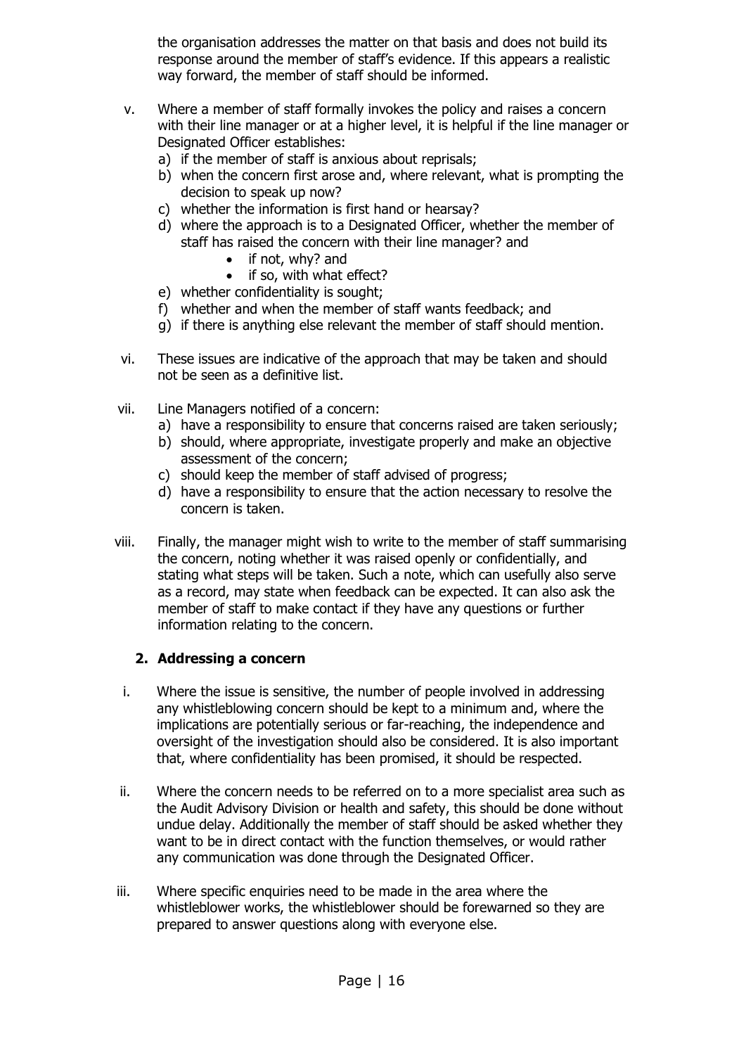the organisation addresses the matter on that basis and does not build its response around the member of staff's evidence. If this appears a realistic way forward, the member of staff should be informed.

v. Where a member of staff formally invokes the policy and raises a concern with their line manager or at a higher level, it is helpful if the line manager or Designated Officer establishes:
   a) if the member of staff is anxious about reprisals;
   b) when the concern first arose and, where relevant, what is prompting the decision to speak up now?
   c) whether the information is first hand or hearsay?
   d) where the approach is to a Designated Officer, whether the member of staff has raised the concern with their line manager? and
      - if not, why? and
      - if so, with what effect?
   e) whether confidentiality is sought;
   f) whether and when the member of staff wants feedback; and
   g) if there is anything else relevant the member of staff should mention.

vi. These issues are indicative of the approach that may be taken and should not be seen as a definitive list.

vii. Line Managers notified of a concern:
   a) have a responsibility to ensure that concerns raised are taken seriously;
   b) should, where appropriate, investigate properly and make an objective assessment of the concern;
   c) should keep the member of staff advised of progress;
   d) have a responsibility to ensure that the action necessary to resolve the concern is taken.

viii. Finally, the manager might wish to write to the member of staff summarising the concern, noting whether it was raised openly or confidentially, and stating what steps will be taken. Such a note, which can usefully also serve as a record, may state when feedback can be expected. It can also ask the member of staff to make contact if they have any questions or further information relating to the concern.

### 2. Addressing a concern

i. Where the issue is sensitive, the number of people involved in addressing any whistleblowing concern should be kept to a minimum and, where the implications are potentially serious or far-reaching, the independence and oversight of the investigation should also be considered. It is also important that, where confidentiality has been promised, it should be respected.

ii. Where the concern needs to be referred on to a more specialist area such as the Audit Advisory Division or health and safety, this should be done without undue delay. Additionally the member of staff should be asked whether they want to be in direct contact with the function themselves, or would rather any communication was done through the Designated Officer.

iii. Where specific enquiries need to be made in the area where the whistleblower works, the whistleblower should be forewarned so they are prepared to answer questions along with everyone else.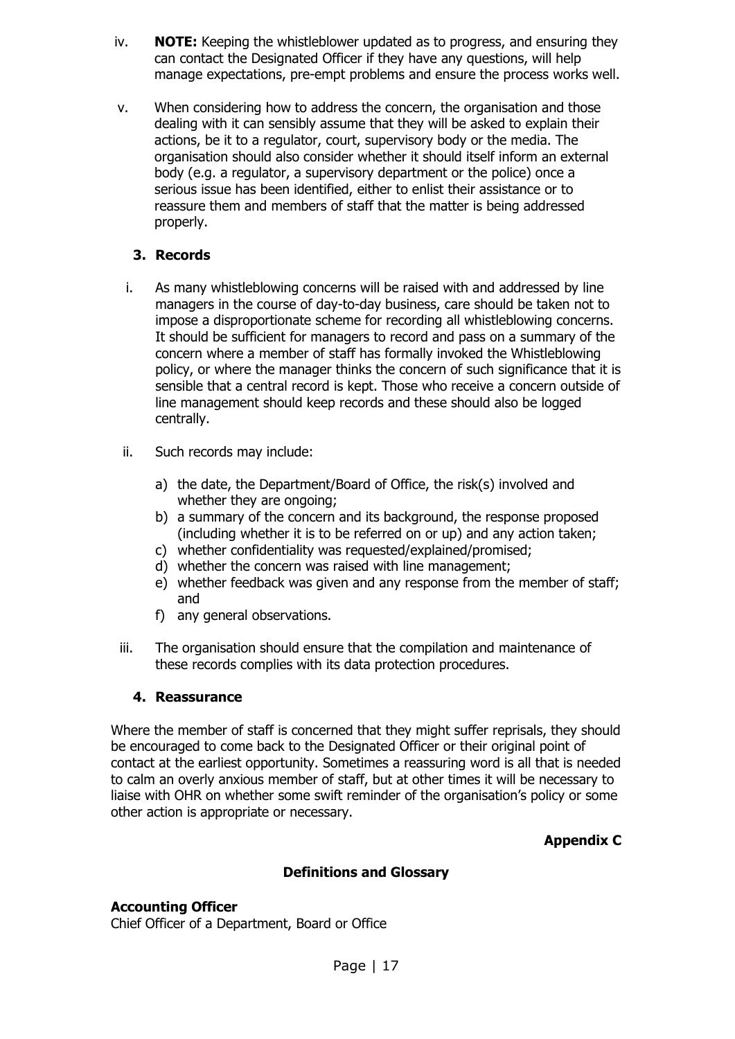iv. **NOTE:** Keeping the whistleblower updated as to progress, and ensuring they can contact the Designated Officer if they have any questions, will help manage expectations, pre-empt problems and ensure the process works well.

v. When considering how to address the concern, the organisation and those dealing with it can sensibly assume that they will be asked to explain their actions, be it to a regulator, court, supervisory body or the media. The organisation should also consider whether it should itself inform an external body (e.g. a regulator, a supervisory department or the police) once a serious issue has been identified, either to enlist their assistance or to reassure them and members of staff that the matter is being addressed properly.

### 3. Records

i. As many whistleblowing concerns will be raised with and addressed by line managers in the course of day-to-day business, care should be taken not to impose a disproportionate scheme for recording all whistleblowing concerns. It should be sufficient for managers to record and pass on a summary of the concern where a member of staff has formally invoked the Whistleblowing policy, or where the manager thinks the concern of such significance that it is sensible that a central record is kept. Those who receive a concern outside of line management should keep records and these should also be logged centrally.

ii. Such records may include:

   a) the date, the Department/Board of Office, the risk(s) involved and whether they are ongoing;
   b) a summary of the concern and its background, the response proposed (including whether it is to be referred on or up) and any action taken;
   c) whether confidentiality was requested/explained/promised;
   d) whether the concern was raised with line management;
   e) whether feedback was given and any response from the member of staff; and
   f) any general observations.

iii. The organisation should ensure that the compilation and maintenance of these records complies with its data protection procedures.

### 4. Reassurance

Where the member of staff is concerned that they might suffer reprisals, they should be encouraged to come back to the Designated Officer or their original point of contact at the earliest opportunity. Sometimes a reassuring word is all that is needed to calm an overly anxious member of staff, but at other times it will be necessary to liaise with OHR on whether some swift reminder of the organisation's policy or some other action is appropriate or necessary.

**Appendix C**

## Definitions and Glossary

**Accounting Officer**
Chief Officer of a Department, Board or Office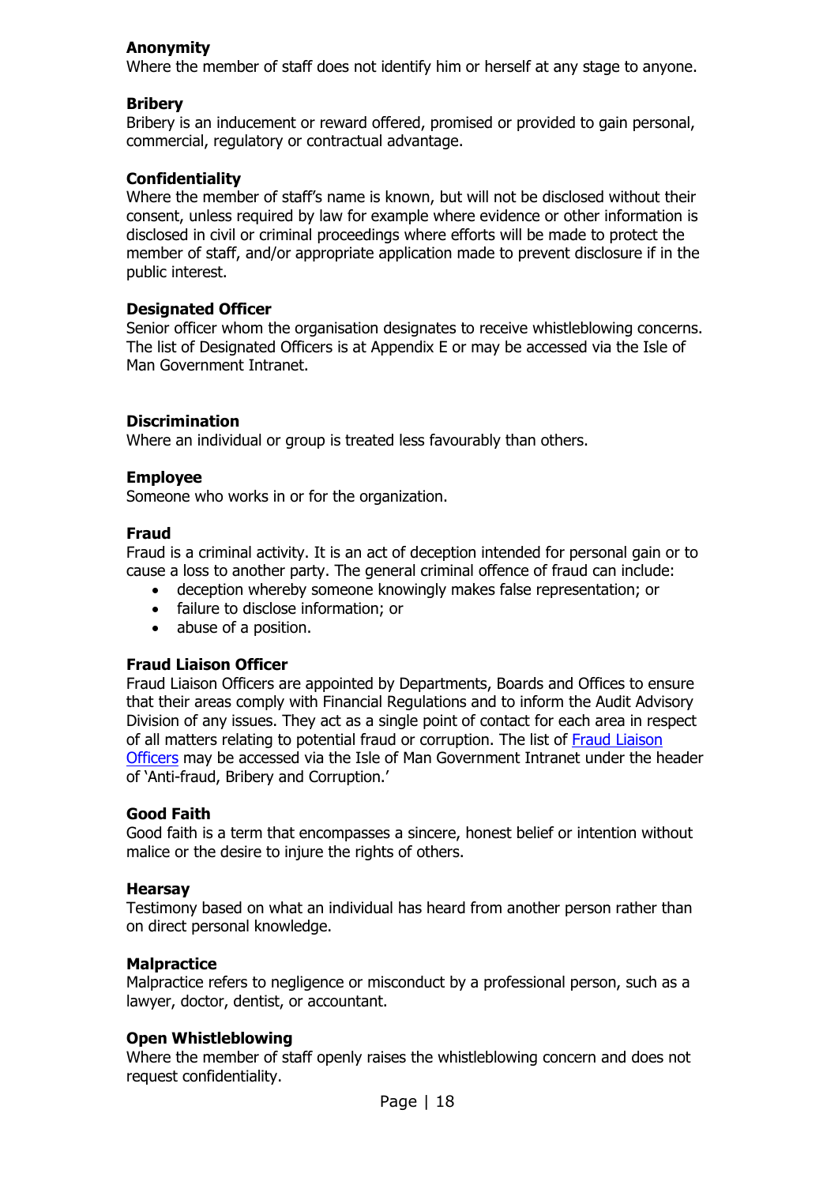**Anonymity**
Where the member of staff does not identify him or herself at any stage to anyone.

**Bribery**
Bribery is an inducement or reward offered, promised or provided to gain personal, commercial, regulatory or contractual advantage.

**Confidentiality**
Where the member of staff's name is known, but will not be disclosed without their consent, unless required by law for example where evidence or other information is disclosed in civil or criminal proceedings where efforts will be made to protect the member of staff, and/or appropriate application made to prevent disclosure if in the public interest.

**Designated Officer**
Senior officer whom the organisation designates to receive whistleblowing concerns. The list of Designated Officers is at Appendix E or may be accessed via the Isle of Man Government Intranet.

**Discrimination**
Where an individual or group is treated less favourably than others.

**Employee**
Someone who works in or for the organization.

**Fraud**
Fraud is a criminal activity. It is an act of deception intended for personal gain or to cause a loss to another party. The general criminal offence of fraud can include:

- deception whereby someone knowingly makes false representation; or
- failure to disclose information; or
- abuse of a position.

**Fraud Liaison Officer**
Fraud Liaison Officers are appointed by Departments, Boards and Offices to ensure that their areas comply with Financial Regulations and to inform the Audit Advisory Division of any issues. They act as a single point of contact for each area in respect of all matters relating to potential fraud or corruption. The list of Fraud Liaison Officers may be accessed via the Isle of Man Government Intranet under the header of 'Anti-fraud, Bribery and Corruption.'

**Good Faith**
Good faith is a term that encompasses a sincere, honest belief or intention without malice or the desire to injure the rights of others.

**Hearsay**
Testimony based on what an individual has heard from another person rather than on direct personal knowledge.

**Malpractice**
Malpractice refers to negligence or misconduct by a professional person, such as a lawyer, doctor, dentist, or accountant.

**Open Whistleblowing**
Where the member of staff openly raises the whistleblowing concern and does not request confidentiality.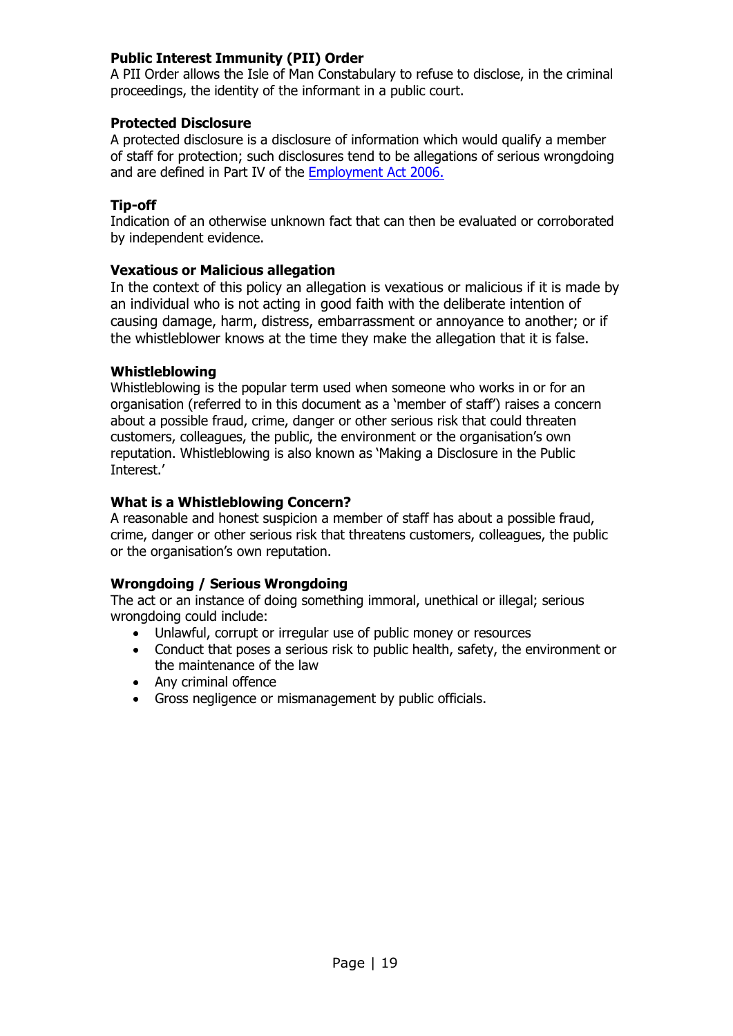**Public Interest Immunity (PII) Order**
A PII Order allows the Isle of Man Constabulary to refuse to disclose, in the criminal proceedings, the identity of the informant in a public court.

**Protected Disclosure**
A protected disclosure is a disclosure of information which would qualify a member of staff for protection; such disclosures tend to be allegations of serious wrongdoing and are defined in Part IV of the Employment Act 2006.

**Tip-off**
Indication of an otherwise unknown fact that can then be evaluated or corroborated by independent evidence.

**Vexatious or Malicious allegation**
In the context of this policy an allegation is vexatious or malicious if it is made by an individual who is not acting in good faith with the deliberate intention of causing damage, harm, distress, embarrassment or annoyance to another; or if the whistleblower knows at the time they make the allegation that it is false.

**Whistleblowing**
Whistleblowing is the popular term used when someone who works in or for an organisation (referred to in this document as a 'member of staff') raises a concern about a possible fraud, crime, danger or other serious risk that could threaten customers, colleagues, the public, the environment or the organisation's own reputation. Whistleblowing is also known as 'Making a Disclosure in the Public Interest.'

**What is a Whistleblowing Concern?**
A reasonable and honest suspicion a member of staff has about a possible fraud, crime, danger or other serious risk that threatens customers, colleagues, the public or the organisation's own reputation.

**Wrongdoing / Serious Wrongdoing**
The act or an instance of doing something immoral, unethical or illegal; serious wrongdoing could include:

- Unlawful, corrupt or irregular use of public money or resources
- Conduct that poses a serious risk to public health, safety, the environment or the maintenance of the law
- Any criminal offence
- Gross negligence or mismanagement by public officials.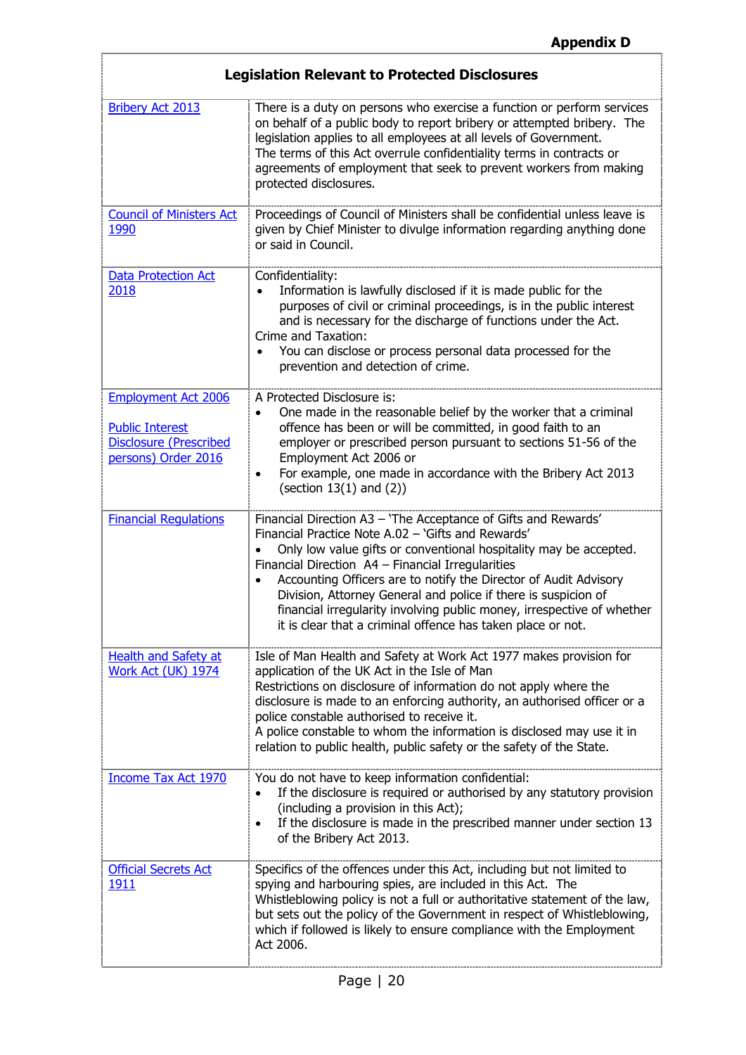**Appendix D**

| Legislation Relevant to Protected Disclosures | |
|---|---|
| Bribery Act 2013 | There is a duty on persons who exercise a function or perform services on behalf of a public body to report bribery or attempted bribery. The legislation applies to all employees at all levels of Government.<br>The terms of this Act overrule confidentiality terms in contracts or agreements of employment that seek to prevent workers from making protected disclosures. |
| Council of Ministers Act 1990 | Proceedings of Council of Ministers shall be confidential unless leave is given by Chief Minister to divulge information regarding anything done or said in Council. |
| Data Protection Act 2018 | Confidentiality:<br>• Information is lawfully disclosed if it is made public for the purposes of civil or criminal proceedings, is in the public interest and is necessary for the discharge of functions under the Act.<br>Crime and Taxation:<br>• You can disclose or process personal data processed for the prevention and detection of crime. |
| Employment Act 2006<br><br>Public Interest Disclosure (Prescribed persons) Order 2016 | A Protected Disclosure is:<br>• One made in the reasonable belief by the worker that a criminal offence has been or will be committed, in good faith to an employer or prescribed person pursuant to sections 51-56 of the Employment Act 2006 or<br>• For example, one made in accordance with the Bribery Act 2013 (section 13(1) and (2)) |
| Financial Regulations | Financial Direction A3 – 'The Acceptance of Gifts and Rewards'<br>Financial Practice Note A.02 – 'Gifts and Rewards'<br>• Only low value gifts or conventional hospitality may be accepted.<br>Financial Direction A4 – Financial Irregularities<br>• Accounting Officers are to notify the Director of Audit Advisory Division, Attorney General and police if there is suspicion of financial irregularity involving public money, irrespective of whether it is clear that a criminal offence has taken place or not. |
| Health and Safety at Work Act (UK) 1974 | Isle of Man Health and Safety at Work Act 1977 makes provision for application of the UK Act in the Isle of Man<br>Restrictions on disclosure of information do not apply where the disclosure is made to an enforcing authority, an authorised officer or a police constable authorised to receive it.<br>A police constable to whom the information is disclosed may use it in relation to public health, public safety or the safety of the State. |
| Income Tax Act 1970 | You do not have to keep information confidential:<br>• If the disclosure is required or authorised by any statutory provision (including a provision in this Act);<br>• If the disclosure is made in the prescribed manner under section 13 of the Bribery Act 2013. |
| Official Secrets Act 1911 | Specifics of the offences under this Act, including but not limited to spying and harbouring spies, are included in this Act. The Whistleblowing policy is not a full or authoritative statement of the law, but sets out the policy of the Government in respect of Whistleblowing, which if followed is likely to ensure compliance with the Employment Act 2006. |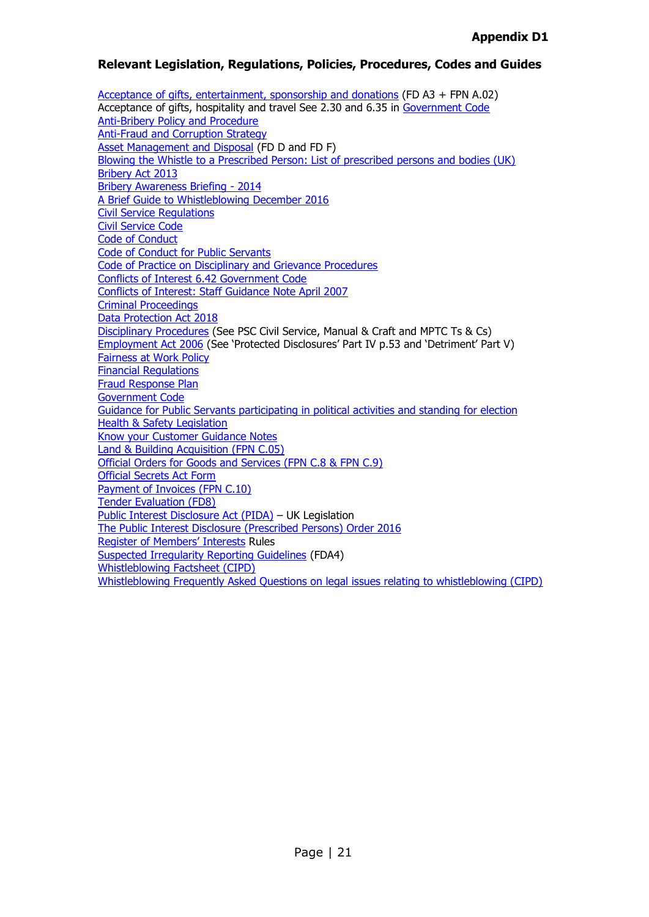**Appendix D1**

## Relevant Legislation, Regulations, Policies, Procedures, Codes and Guides

Acceptance of gifts, entertainment, sponsorship and donations (FD A3 + FPN A.02)
Acceptance of gifts, hospitality and travel See 2.30 and 6.35 in Government Code
Anti-Bribery Policy and Procedure
Anti-Fraud and Corruption Strategy
Asset Management and Disposal (FD D and FD F)
Blowing the Whistle to a Prescribed Person: List of prescribed persons and bodies (UK)
Bribery Act 2013
Bribery Awareness Briefing - 2014
A Brief Guide to Whistleblowing December 2016
Civil Service Regulations
Civil Service Code
Code of Conduct
Code of Conduct for Public Servants
Code of Practice on Disciplinary and Grievance Procedures
Conflicts of Interest 6.42 Government Code
Conflicts of Interest: Staff Guidance Note April 2007
Criminal Proceedings
Data Protection Act 2018
Disciplinary Procedures (See PSC Civil Service, Manual & Craft and MPTC Ts & Cs)
Employment Act 2006 (See 'Protected Disclosures' Part IV p.53 and 'Detriment' Part V)
Fairness at Work Policy
Financial Regulations
Fraud Response Plan
Government Code
Guidance for Public Servants participating in political activities and standing for election
Health & Safety Legislation
Know your Customer Guidance Notes
Land & Building Acquisition (FPN C.05)
Official Orders for Goods and Services (FPN C.8 & FPN C.9)
Official Secrets Act Form
Payment of Invoices (FPN C.10)
Tender Evaluation (FD8)
Public Interest Disclosure Act (PIDA) – UK Legislation
The Public Interest Disclosure (Prescribed Persons) Order 2016
Register of Members' Interests Rules
Suspected Irregularity Reporting Guidelines (FDA4)
Whistleblowing Factsheet (CIPD)
Whistleblowing Frequently Asked Questions on legal issues relating to whistleblowing (CIPD)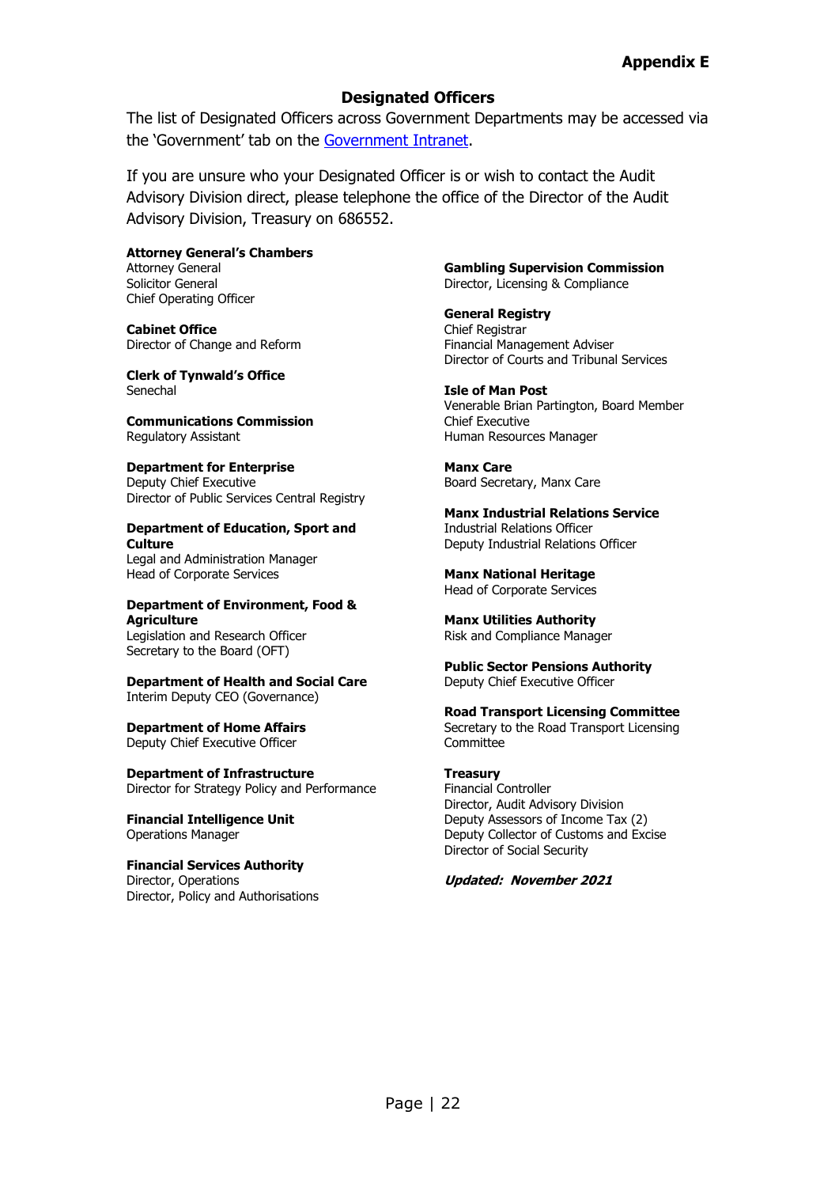**Appendix E**

## Designated Officers

The list of Designated Officers across Government Departments may be accessed via the 'Government' tab on the Government Intranet.

If you are unsure who your Designated Officer is or wish to contact the Audit Advisory Division direct, please telephone the office of the Director of the Audit Advisory Division, Treasury on 686552.

**Attorney General's Chambers**
Attorney General
Solicitor General
Chief Operating Officer

**Cabinet Office**
Director of Change and Reform

**Clerk of Tynwald's Office**
Senechal

**Communications Commission**
Regulatory Assistant

**Department for Enterprise**
Deputy Chief Executive
Director of Public Services Central Registry

**Department of Education, Sport and Culture**
Legal and Administration Manager
Head of Corporate Services

**Department of Environment, Food & Agriculture**
Legislation and Research Officer
Secretary to the Board (OFT)

**Department of Health and Social Care**
Interim Deputy CEO (Governance)

**Department of Home Affairs**
Deputy Chief Executive Officer

**Department of Infrastructure**
Director for Strategy Policy and Performance

**Financial Intelligence Unit**
Operations Manager

**Financial Services Authority**
Director, Operations
Director, Policy and Authorisations

**Gambling Supervision Commission**
Director, Licensing & Compliance

**General Registry**
Chief Registrar
Financial Management Adviser
Director of Courts and Tribunal Services

**Isle of Man Post**
Venerable Brian Partington, Board Member
Chief Executive
Human Resources Manager

**Manx Care**
Board Secretary, Manx Care

**Manx Industrial Relations Service**
Industrial Relations Officer
Deputy Industrial Relations Officer

**Manx National Heritage**
Head of Corporate Services

**Manx Utilities Authority**
Risk and Compliance Manager

**Public Sector Pensions Authority**
Deputy Chief Executive Officer

**Road Transport Licensing Committee**
Secretary to the Road Transport Licensing Committee

**Treasury**
Financial Controller
Director, Audit Advisory Division
Deputy Assessors of Income Tax (2)
Deputy Collector of Customs and Excise
Director of Social Security

***Updated: November 2021***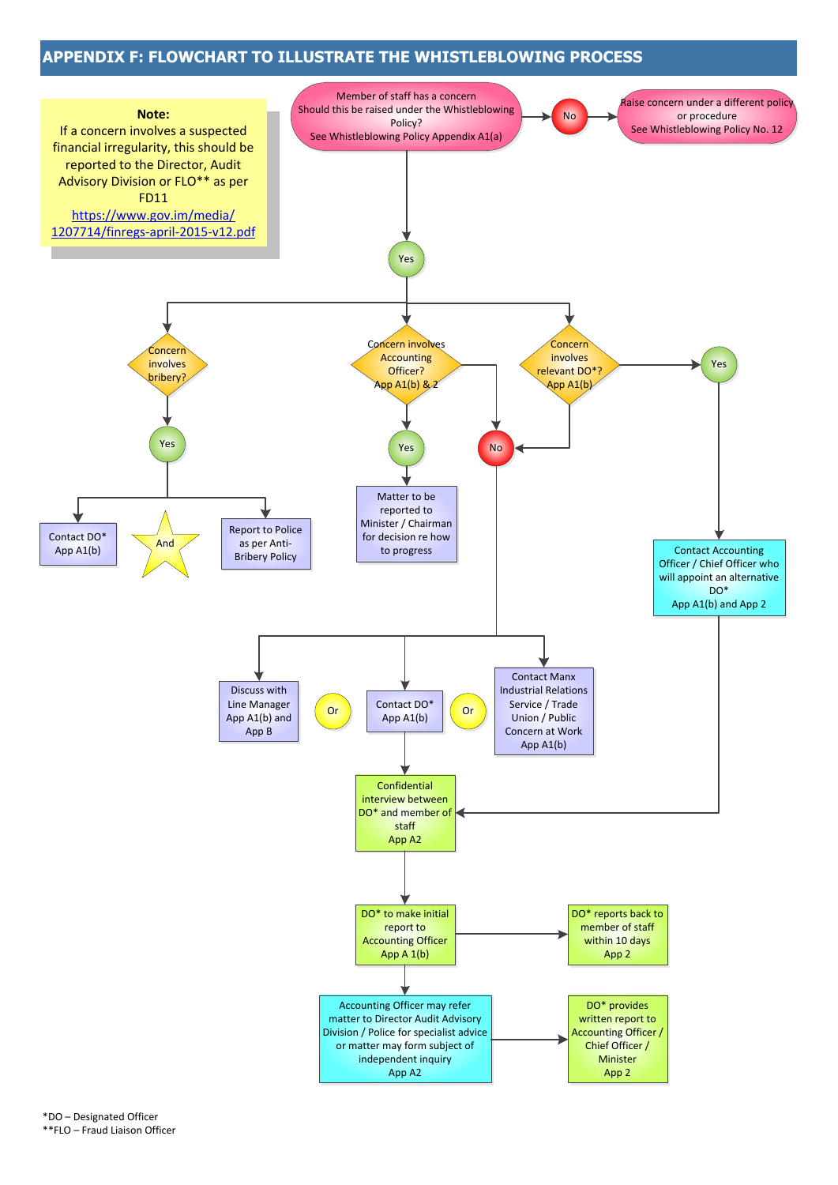# APPENDIX F: FLOWCHART TO ILLUSTRATE THE WHISTLEBLOWING PROCESS

**Note:**
If a concern involves a suspected financial irregularity, this should be reported to the Director, Audit Advisory Division or FLO** as per FD11
[https://www.gov.im/media/1207714/finregs-april-2015-v12.pdf](https://www.gov.im/media/1207714/finregs-april-2015-v12.pdf)

Member of staff has a concern
Should this be raised under the Whistleblowing Policy?
See Whistleblowing Policy Appendix A1(a)

No → Raise concern under a different policy or procedure
See Whistleblowing Policy No. 12

Yes →

- Concern involves bribery?
  - Yes → Contact DO* App A1(b) **And** Report to Police as per Anti-Bribery Policy
- Concern involves Accounting Officer? App A1(b) & 2
  - Yes → Matter to be reported to Minister / Chairman for decision re how to progress
  - No → (see below)
- Concern involves relevant DO*? App A1(b)
  - Yes → Contact Accounting Officer / Chief Officer who will appoint an alternative DO* App A1(b) and App 2 → Confidential interview between DO* and member of staff App A2
  - No → (see below)

No →

- Discuss with Line Manager App A1(b) and App B
- **Or** Contact DO* App A1(b)
- **Or** Contact Manx Industrial Relations Service / Trade Union / Public Concern at Work App A1(b)

Contact DO* → Confidential interview between DO* and member of staff App A2

→ DO* to make initial report to Accounting Officer App A 1(b) → DO* reports back to member of staff within 10 days App 2

→ Accounting Officer may refer matter to Director Audit Advisory Division / Police for specialist advice or matter may form subject of independent inquiry App A2 → DO* provides written report to Accounting Officer / Chief Officer / Minister App 2

*DO – Designated Officer
**FLO – Fraud Liaison Officer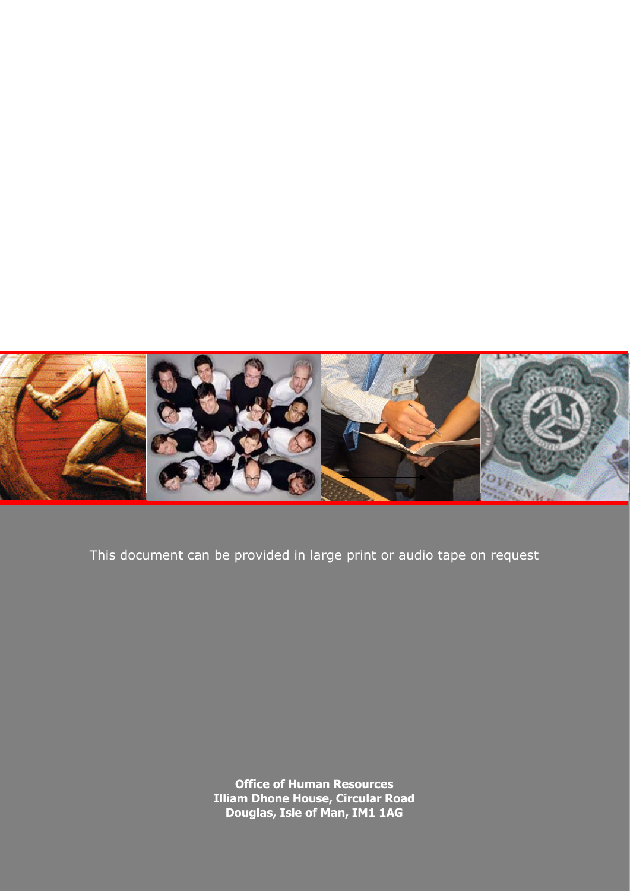This document can be provided in large print or audio tape on request

**Office of Human Resources**
**Illiam Dhone House, Circular Road**
**Douglas, Isle of Man, IM1 1AG**